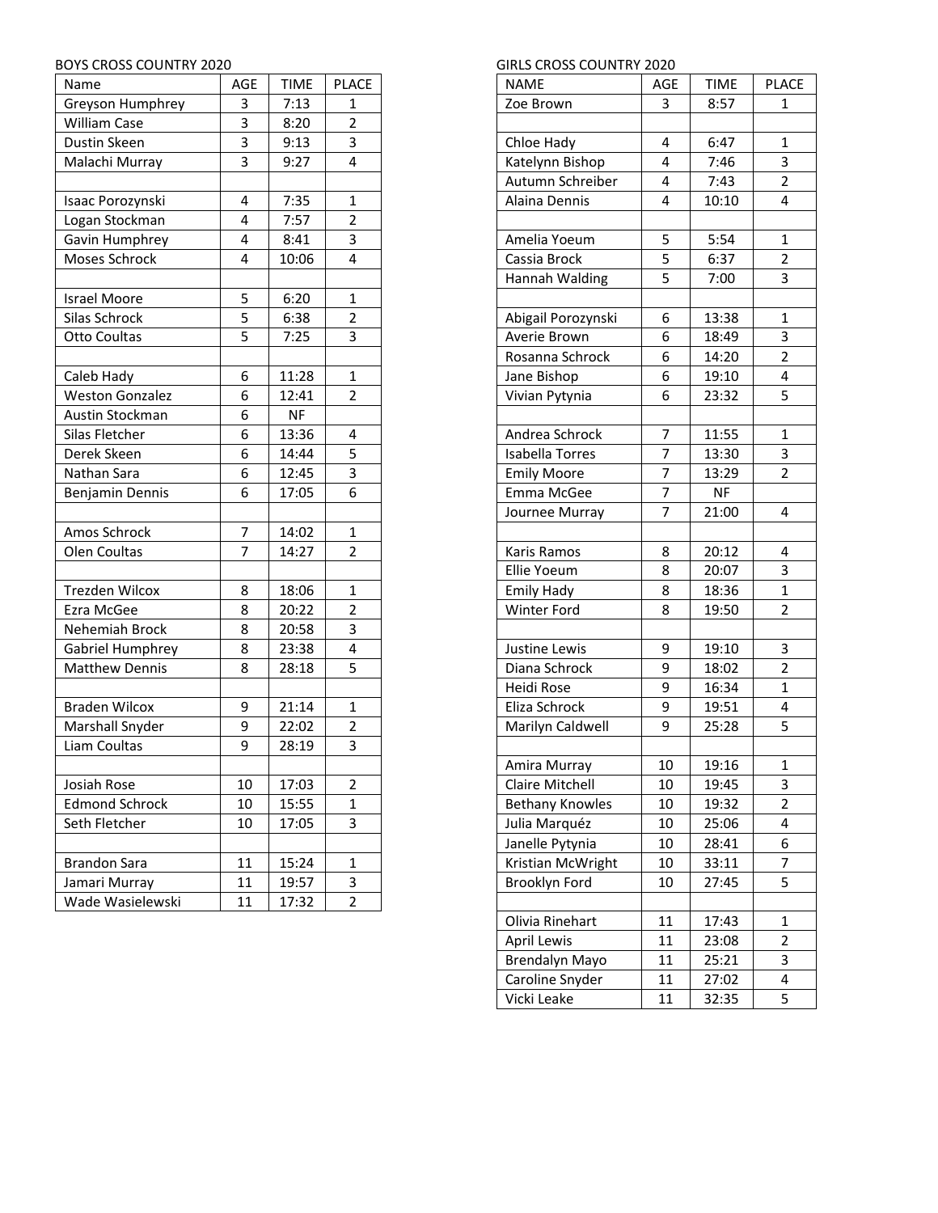BOYS CROSS COUNTRY 2020

| Name | AGE | TIME | PLACE |
|---|---|---|---|
| Greyson Humphrey | 3 | 7:13 | 1 |
| William Case | 3 | 8:20 | 2 |
| Dustin Skeen | 3 | 9:13 | 3 |
| Malachi Murray | 3 | 9:27 | 4 |
| | | | |
| Isaac Porozynski | 4 | 7:35 | 1 |
| Logan Stockman | 4 | 7:57 | 2 |
| Gavin Humphrey | 4 | 8:41 | 3 |
| Moses Schrock | 4 | 10:06 | 4 |
| | | | |
| Israel Moore | 5 | 6:20 | 1 |
| Silas Schrock | 5 | 6:38 | 2 |
| Otto Coultas | 5 | 7:25 | 3 |
| | | | |
| Caleb Hady | 6 | 11:28 | 1 |
| Weston Gonzalez | 6 | 12:41 | 2 |
| Austin Stockman | 6 | NF | |
| Silas Fletcher | 6 | 13:36 | 4 |
| Derek Skeen | 6 | 14:44 | 5 |
| Nathan Sara | 6 | 12:45 | 3 |
| Benjamin Dennis | 6 | 17:05 | 6 |
| | | | |
| Amos Schrock | 7 | 14:02 | 1 |
| Olen Coultas | 7 | 14:27 | 2 |
| | | | |
| Trezden Wilcox | 8 | 18:06 | 1 |
| Ezra McGee | 8 | 20:22 | 2 |
| Nehemiah Brock | 8 | 20:58 | 3 |
| Gabriel Humphrey | 8 | 23:38 | 4 |
| Matthew Dennis | 8 | 28:18 | 5 |
| | | | |
| Braden Wilcox | 9 | 21:14 | 1 |
| Marshall Snyder | 9 | 22:02 | 2 |
| Liam Coultas | 9 | 28:19 | 3 |
| | | | |
| Josiah Rose | 10 | 17:03 | 2 |
| Edmond Schrock | 10 | 15:55 | 1 |
| Seth Fletcher | 10 | 17:05 | 3 |
| | | | |
| Brandon Sara | 11 | 15:24 | 1 |
| Jamari Murray | 11 | 19:57 | 3 |
| Wade Wasielewski | 11 | 17:32 | 2 |

GIRLS CROSS COUNTRY 2020

| NAME | AGE | TIME | PLACE |
|---|---|---|---|
| Zoe Brown | 3 | 8:57 | 1 |
| | | | |
| Chloe Hady | 4 | 6:47 | 1 |
| Katelynn Bishop | 4 | 7:46 | 3 |
| Autumn Schreiber | 4 | 7:43 | 2 |
| Alaina Dennis | 4 | 10:10 | 4 |
| | | | |
| Amelia Yoeum | 5 | 5:54 | 1 |
| Cassia Brock | 5 | 6:37 | 2 |
| Hannah Walding | 5 | 7:00 | 3 |
| | | | |
| Abigail Porozynski | 6 | 13:38 | 1 |
| Averie Brown | 6 | 18:49 | 3 |
| Rosanna Schrock | 6 | 14:20 | 2 |
| Jane Bishop | 6 | 19:10 | 4 |
| Vivian Pytynia | 6 | 23:32 | 5 |
| | | | |
| Andrea Schrock | 7 | 11:55 | 1 |
| Isabella Torres | 7 | 13:30 | 3 |
| Emily Moore | 7 | 13:29 | 2 |
| Emma McGee | 7 | NF | |
| Journee Murray | 7 | 21:00 | 4 |
| | | | |
| Karis Ramos | 8 | 20:12 | 4 |
| Ellie Yoeum | 8 | 20:07 | 3 |
| Emily Hady | 8 | 18:36 | 1 |
| Winter Ford | 8 | 19:50 | 2 |
| | | | |
| Justine Lewis | 9 | 19:10 | 3 |
| Diana Schrock | 9 | 18:02 | 2 |
| Heidi Rose | 9 | 16:34 | 1 |
| Eliza Schrock | 9 | 19:51 | 4 |
| Marilyn Caldwell | 9 | 25:28 | 5 |
| | | | |
| Amira Murray | 10 | 19:16 | 1 |
| Claire Mitchell | 10 | 19:45 | 3 |
| Bethany Knowles | 10 | 19:32 | 2 |
| Julia Marquéz | 10 | 25:06 | 4 |
| Janelle Pytynia | 10 | 28:41 | 6 |
| Kristian McWright | 10 | 33:11 | 7 |
| Brooklyn Ford | 10 | 27:45 | 5 |
| | | | |
| Olivia Rinehart | 11 | 17:43 | 1 |
| April Lewis | 11 | 23:08 | 2 |
| Brendalyn Mayo | 11 | 25:21 | 3 |
| Caroline Snyder | 11 | 27:02 | 4 |
| Vicki Leake | 11 | 32:35 | 5 |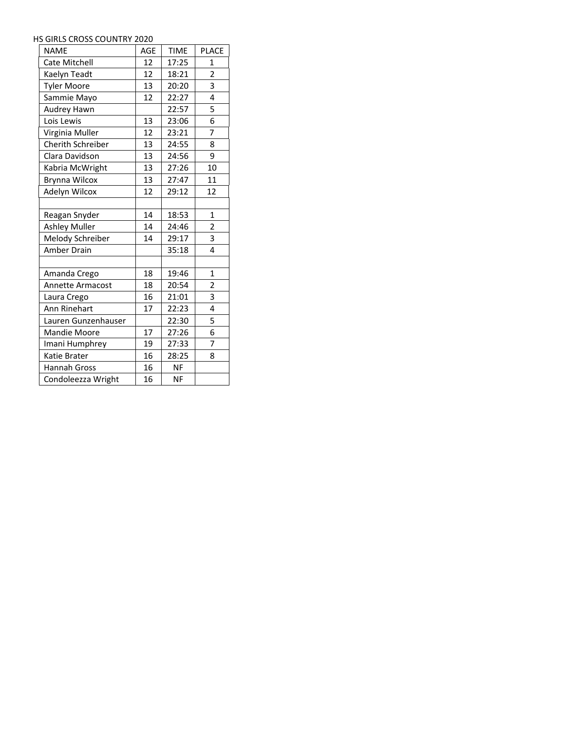HS GIRLS CROSS COUNTRY 2020

| NAME | AGE | TIME | PLACE |
|---|---|---|---|
| Cate Mitchell | 12 | 17:25 | 1 |
| Kaelyn Teadt | 12 | 18:21 | 2 |
| Tyler Moore | 13 | 20:20 | 3 |
| Sammie Mayo | 12 | 22:27 | 4 |
| Audrey Hawn | | 22:57 | 5 |
| Lois Lewis | 13 | 23:06 | 6 |
| Virginia Muller | 12 | 23:21 | 7 |
| Cherith Schreiber | 13 | 24:55 | 8 |
| Clara Davidson | 13 | 24:56 | 9 |
| Kabria McWright | 13 | 27:26 | 10 |
| Brynna Wilcox | 13 | 27:47 | 11 |
| Adelyn Wilcox | 12 | 29:12 | 12 |
| | | | |
| Reagan Snyder | 14 | 18:53 | 1 |
| Ashley Muller | 14 | 24:46 | 2 |
| Melody Schreiber | 14 | 29:17 | 3 |
| Amber Drain | | 35:18 | 4 |
| | | | |
| Amanda Crego | 18 | 19:46 | 1 |
| Annette Armacost | 18 | 20:54 | 2 |
| Laura Crego | 16 | 21:01 | 3 |
| Ann Rinehart | 17 | 22:23 | 4 |
| Lauren Gunzenhauser | | 22:30 | 5 |
| Mandie Moore | 17 | 27:26 | 6 |
| Imani Humphrey | 19 | 27:33 | 7 |
| Katie Brater | 16 | 28:25 | 8 |
| Hannah Gross | 16 | NF | |
| Condoleezza Wright | 16 | NF | |